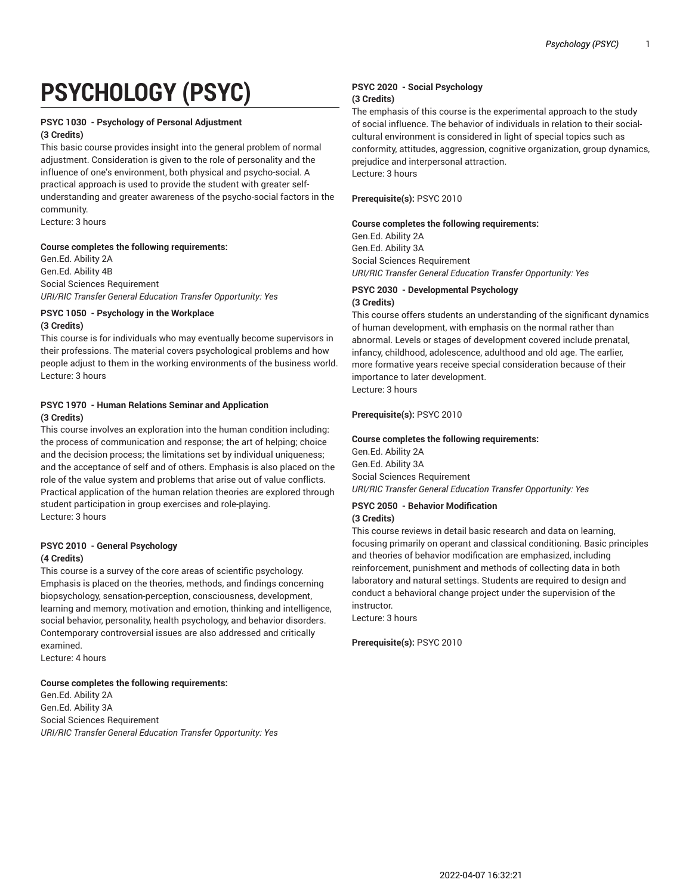# PSYCHOLOGY (PSYC)

**PSYC 1030 - Psychology of Personal Adjustment**
**(3 Credits)**

This basic course provides insight into the general problem of normal adjustment. Consideration is given to the role of personality and the influence of one's environment, both physical and psycho-social. A practical approach is used to provide the student with greater self-understanding and greater awareness of the psycho-social factors in the community.
Lecture: 3 hours

**Course completes the following requirements:**
Gen.Ed. Ability 2A
Gen.Ed. Ability 4B
Social Sciences Requirement
*URI/RIC Transfer General Education Transfer Opportunity: Yes*

**PSYC 1050 - Psychology in the Workplace**
**(3 Credits)**

This course is for individuals who may eventually become supervisors in their professions. The material covers psychological problems and how people adjust to them in the working environments of the business world.
Lecture: 3 hours

**PSYC 1970 - Human Relations Seminar and Application**
**(3 Credits)**

This course involves an exploration into the human condition including: the process of communication and response; the art of helping; choice and the decision process; the limitations set by individual uniqueness; and the acceptance of self and of others. Emphasis is also placed on the role of the value system and problems that arise out of value conflicts. Practical application of the human relation theories are explored through student participation in group exercises and role-playing.
Lecture: 3 hours

**PSYC 2010 - General Psychology**
**(4 Credits)**

This course is a survey of the core areas of scientific psychology. Emphasis is placed on the theories, methods, and findings concerning biopsychology, sensation-perception, consciousness, development, learning and memory, motivation and emotion, thinking and intelligence, social behavior, personality, health psychology, and behavior disorders. Contemporary controversial issues are also addressed and critically examined.
Lecture: 4 hours

**Course completes the following requirements:**
Gen.Ed. Ability 2A
Gen.Ed. Ability 3A
Social Sciences Requirement
*URI/RIC Transfer General Education Transfer Opportunity: Yes*

**PSYC 2020 - Social Psychology**
**(3 Credits)**

The emphasis of this course is the experimental approach to the study of social influence. The behavior of individuals in relation to their social-cultural environment is considered in light of special topics such as conformity, attitudes, aggression, cognitive organization, group dynamics, prejudice and interpersonal attraction.
Lecture: 3 hours

**Prerequisite(s):** PSYC 2010

**Course completes the following requirements:**
Gen.Ed. Ability 2A
Gen.Ed. Ability 3A
Social Sciences Requirement
*URI/RIC Transfer General Education Transfer Opportunity: Yes*

**PSYC 2030 - Developmental Psychology**
**(3 Credits)**

This course offers students an understanding of the significant dynamics of human development, with emphasis on the normal rather than abnormal. Levels or stages of development covered include prenatal, infancy, childhood, adolescence, adulthood and old age. The earlier, more formative years receive special consideration because of their importance to later development.
Lecture: 3 hours

**Prerequisite(s):** PSYC 2010

**Course completes the following requirements:**
Gen.Ed. Ability 2A
Gen.Ed. Ability 3A
Social Sciences Requirement
*URI/RIC Transfer General Education Transfer Opportunity: Yes*

**PSYC 2050 - Behavior Modification**
**(3 Credits)**

This course reviews in detail basic research and data on learning, focusing primarily on operant and classical conditioning. Basic principles and theories of behavior modification are emphasized, including reinforcement, punishment and methods of collecting data in both laboratory and natural settings. Students are required to design and conduct a behavioral change project under the supervision of the instructor.
Lecture: 3 hours

**Prerequisite(s):** PSYC 2010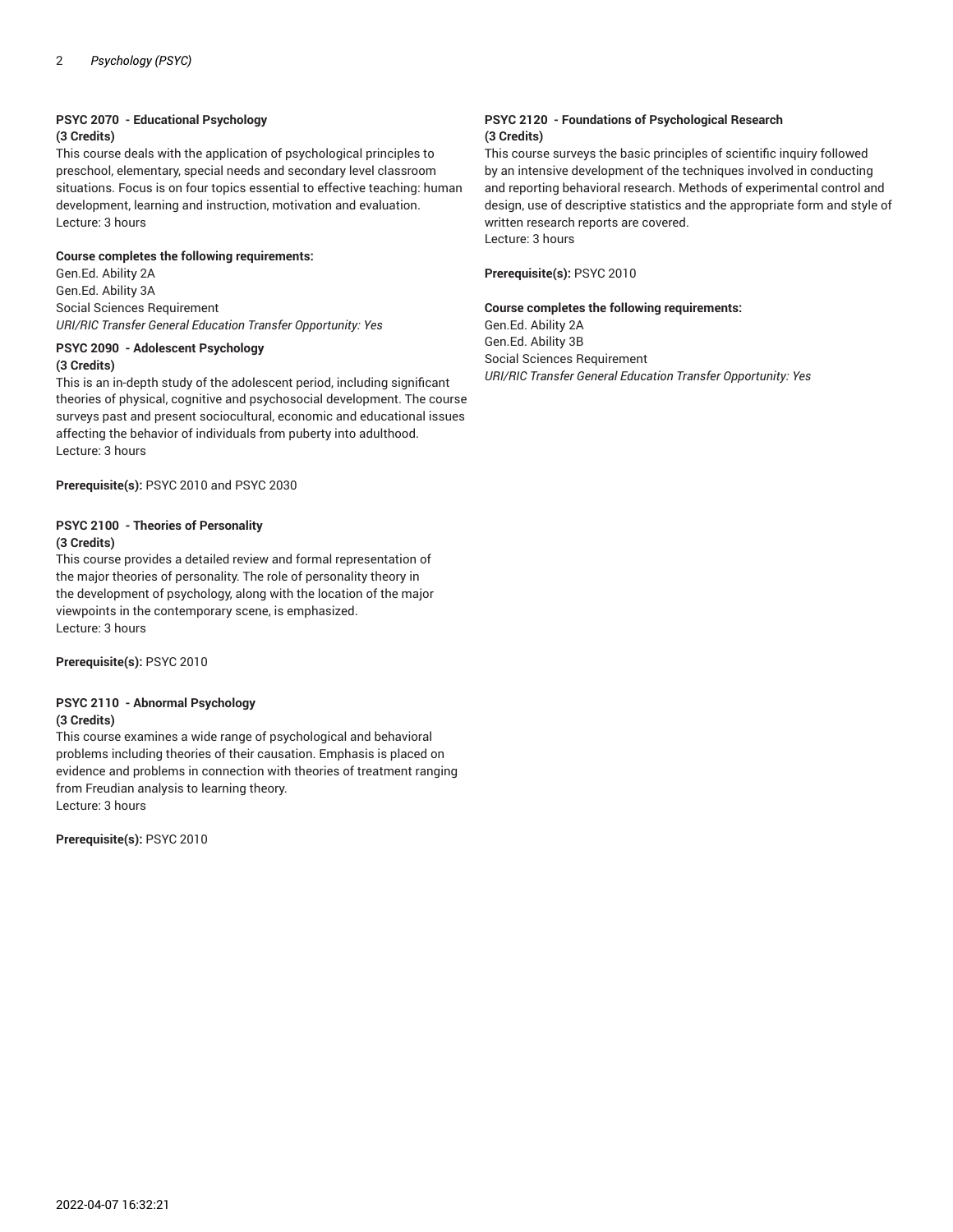### PSYC 2070 - Educational Psychology

**(3 Credits)**

This course deals with the application of psychological principles to preschool, elementary, special needs and secondary level classroom situations. Focus is on four topics essential to effective teaching: human development, learning and instruction, motivation and evaluation.
Lecture: 3 hours

**Course completes the following requirements:**

Gen.Ed. Ability 2A
Gen.Ed. Ability 3A
Social Sciences Requirement
*URI/RIC Transfer General Education Transfer Opportunity: Yes*

### PSYC 2090 - Adolescent Psychology

**(3 Credits)**

This is an in-depth study of the adolescent period, including significant theories of physical, cognitive and psychosocial development. The course surveys past and present sociocultural, economic and educational issues affecting the behavior of individuals from puberty into adulthood.
Lecture: 3 hours

**Prerequisite(s):** PSYC 2010 and PSYC 2030

### PSYC 2100 - Theories of Personality

**(3 Credits)**

This course provides a detailed review and formal representation of the major theories of personality. The role of personality theory in the development of psychology, along with the location of the major viewpoints in the contemporary scene, is emphasized.
Lecture: 3 hours

**Prerequisite(s):** PSYC 2010

### PSYC 2110 - Abnormal Psychology

**(3 Credits)**

This course examines a wide range of psychological and behavioral problems including theories of their causation. Emphasis is placed on evidence and problems in connection with theories of treatment ranging from Freudian analysis to learning theory.
Lecture: 3 hours

**Prerequisite(s):** PSYC 2010

### PSYC 2120 - Foundations of Psychological Research

**(3 Credits)**

This course surveys the basic principles of scientific inquiry followed by an intensive development of the techniques involved in conducting and reporting behavioral research. Methods of experimental control and design, use of descriptive statistics and the appropriate form and style of written research reports are covered.
Lecture: 3 hours

**Prerequisite(s):** PSYC 2010

**Course completes the following requirements:**

Gen.Ed. Ability 2A
Gen.Ed. Ability 3B
Social Sciences Requirement
*URI/RIC Transfer General Education Transfer Opportunity: Yes*